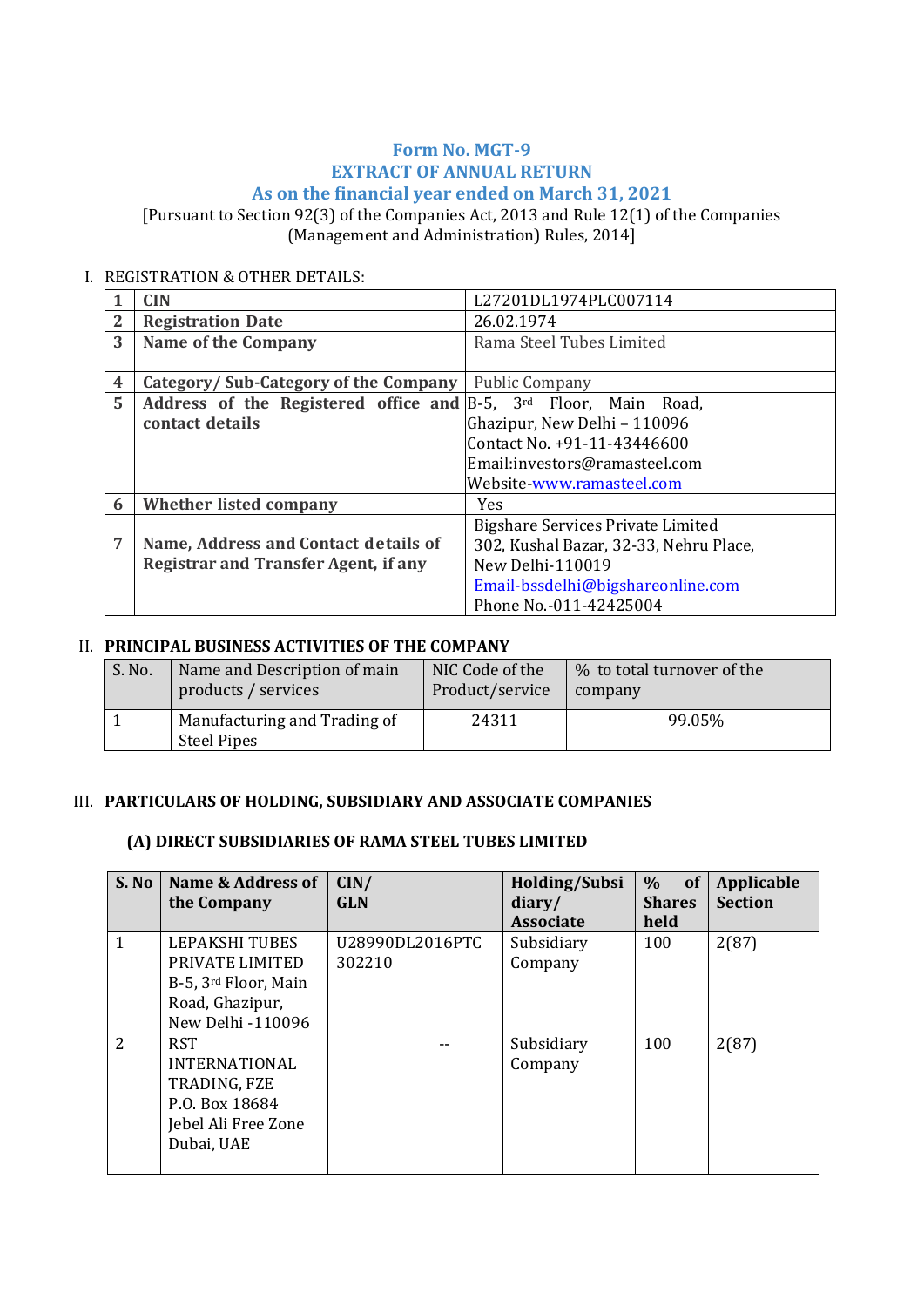# Form No. MGT-9
# EXTRACT OF ANNUAL RETURN
## As on the financial year ended on March 31, 2021

[Pursuant to Section 92(3) of the Companies Act, 2013 and Rule 12(1) of the Companies (Management and Administration) Rules, 2014]

I. REGISTRATION & OTHER DETAILS:

| | | |
|---|---|---|
| 1 | **CIN** | L27201DL1974PLC007114 |
| 2 | **Registration Date** | 26.02.1974 |
| 3 | **Name of the Company** | Rama Steel Tubes Limited |
| 4 | **Category/ Sub-Category of the Company** | Public Company |
| 5 | **Address of the Registered office and contact details** | B-5, 3rd Floor, Main Road, Ghazipur, New Delhi – 110096<br>Contact No. +91-11-43446600<br>Email:investors@ramasteel.com<br>Website-www.ramasteel.com |
| 6 | **Whether listed company** | Yes |
| 7 | **Name, Address and Contact details of Registrar and Transfer Agent, if any** | Bigshare Services Private Limited<br>302, Kushal Bazar, 32-33, Nehru Place,<br>New Delhi-110019<br>Email-bssdelhi@bigshareonline.com<br>Phone No.-011-42425004 |

II. **PRINCIPAL BUSINESS ACTIVITIES OF THE COMPANY**

| S. No. | Name and Description of main products / services | NIC Code of the Product/service | % to total turnover of the company |
|---|---|---|---|
| 1 | Manufacturing and Trading of Steel Pipes | 24311 | 99.05% |

III. **PARTICULARS OF HOLDING, SUBSIDIARY AND ASSOCIATE COMPANIES**

**(A) DIRECT SUBSIDIARIES OF RAMA STEEL TUBES LIMITED**

| S. No | Name & Address of the Company | CIN/ GLN | Holding/Subsidiary/ Associate | % of Shares held | Applicable Section |
|---|---|---|---|---|---|
| 1 | LEPAKSHI TUBES PRIVATE LIMITED B-5, 3rd Floor, Main Road, Ghazipur, New Delhi -110096 | U28990DL2016PTC 302210 | Subsidiary Company | 100 | 2(87) |
| 2 | RST INTERNATIONAL TRADING, FZE P.O. Box 18684 Jebel Ali Free Zone Dubai, UAE | -- | Subsidiary Company | 100 | 2(87) |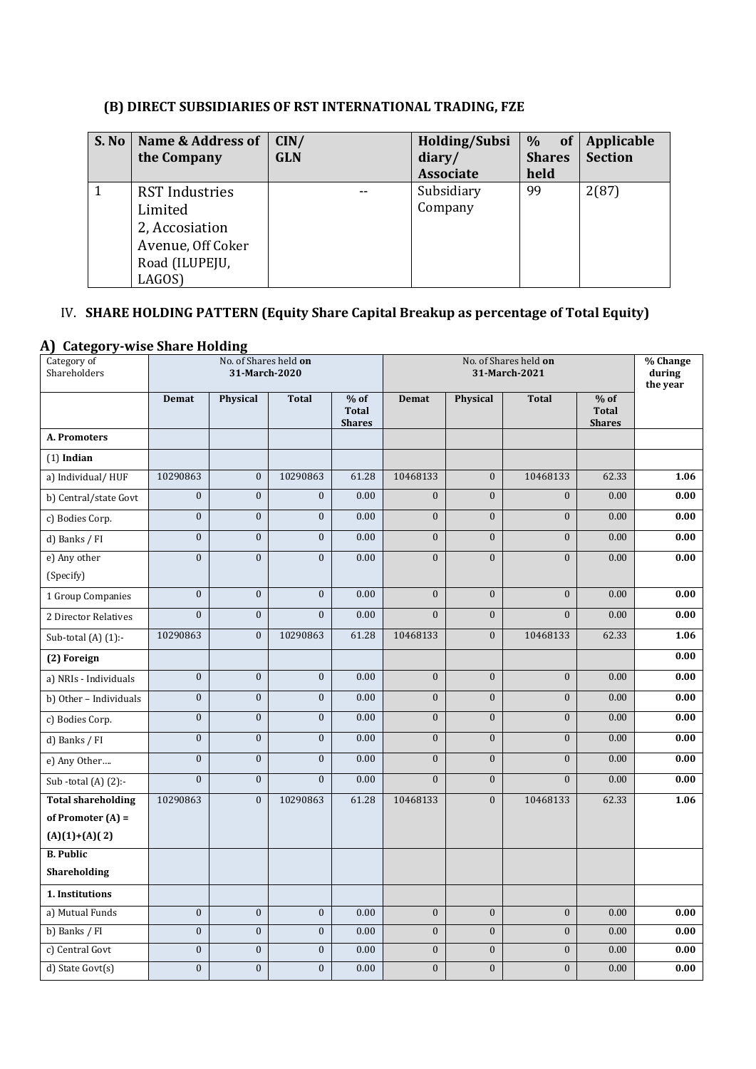## (B) DIRECT SUBSIDIARIES OF RST INTERNATIONAL TRADING, FZE

| S. No | Name & Address of the Company | CIN/ GLN | Holding/Subsidiary/ Associate | % of Shares held | Applicable Section |
|---|---|---|---|---|---|
| 1 | RST Industries Limited 2, Accosiation Avenue, Off Coker Road (ILUPEJU, LAGOS) | -- | Subsidiary Company | 99 | 2(87) |

## IV. SHARE HOLDING PATTERN (Equity Share Capital Breakup as percentage of Total Equity)

### A) Category-wise Share Holding

| Category of Shareholders | No. of Shares held on 31-March-2020 | | | | No. of Shares held on 31-March-2021 | | | | % Change during the year |
|---|---|---|---|---|---|---|---|---|---|
| | Demat | Physical | Total | % of Total Shares | Demat | Physical | Total | % of Total Shares | |
| **A. Promoters** | | | | | | | | | |
| (1) **Indian** | | | | | | | | | |
| a) Individual/ HUF | 10290863 | 0 | 10290863 | 61.28 | 10468133 | 0 | 10468133 | 62.33 | **1.06** |
| b) Central/state Govt | 0 | 0 | 0 | 0.00 | 0 | 0 | 0 | 0.00 | **0.00** |
| c) Bodies Corp. | 0 | 0 | 0 | 0.00 | 0 | 0 | 0 | 0.00 | **0.00** |
| d) Banks / FI | 0 | 0 | 0 | 0.00 | 0 | 0 | 0 | 0.00 | **0.00** |
| e) Any other (Specify) | 0 | 0 | 0 | 0.00 | 0 | 0 | 0 | 0.00 | **0.00** |
| 1 Group Companies | 0 | 0 | 0 | 0.00 | 0 | 0 | 0 | 0.00 | **0.00** |
| 2 Director Relatives | 0 | 0 | 0 | 0.00 | 0 | 0 | 0 | 0.00 | **0.00** |
| Sub-total (A) (1):- | 10290863 | 0 | 10290863 | 61.28 | 10468133 | 0 | 10468133 | 62.33 | **1.06** |
| **(2) Foreign** | | | | | | | | | **0.00** |
| a) NRIs - Individuals | 0 | 0 | 0 | 0.00 | 0 | 0 | 0 | 0.00 | **0.00** |
| b) Other – Individuals | 0 | 0 | 0 | 0.00 | 0 | 0 | 0 | 0.00 | **0.00** |
| c) Bodies Corp. | 0 | 0 | 0 | 0.00 | 0 | 0 | 0 | 0.00 | **0.00** |
| d) Banks / FI | 0 | 0 | 0 | 0.00 | 0 | 0 | 0 | 0.00 | **0.00** |
| e) Any Other…. | 0 | 0 | 0 | 0.00 | 0 | 0 | 0 | 0.00 | **0.00** |
| Sub -total (A) (2):- | 0 | 0 | 0 | 0.00 | 0 | 0 | 0 | 0.00 | **0.00** |
| **Total shareholding of Promoter (A) = (A)(1)+(A)( 2)** | 10290863 | 0 | 10290863 | 61.28 | 10468133 | 0 | 10468133 | 62.33 | **1.06** |
| **B. Public Shareholding** | | | | | | | | | |
| **1. Institutions** | | | | | | | | | |
| a) Mutual Funds | 0 | 0 | 0 | 0.00 | 0 | 0 | 0 | 0.00 | **0.00** |
| b) Banks / FI | 0 | 0 | 0 | 0.00 | 0 | 0 | 0 | 0.00 | **0.00** |
| c) Central Govt | 0 | 0 | 0 | 0.00 | 0 | 0 | 0 | 0.00 | **0.00** |
| d) State Govt(s) | 0 | 0 | 0 | 0.00 | 0 | 0 | 0 | 0.00 | **0.00** |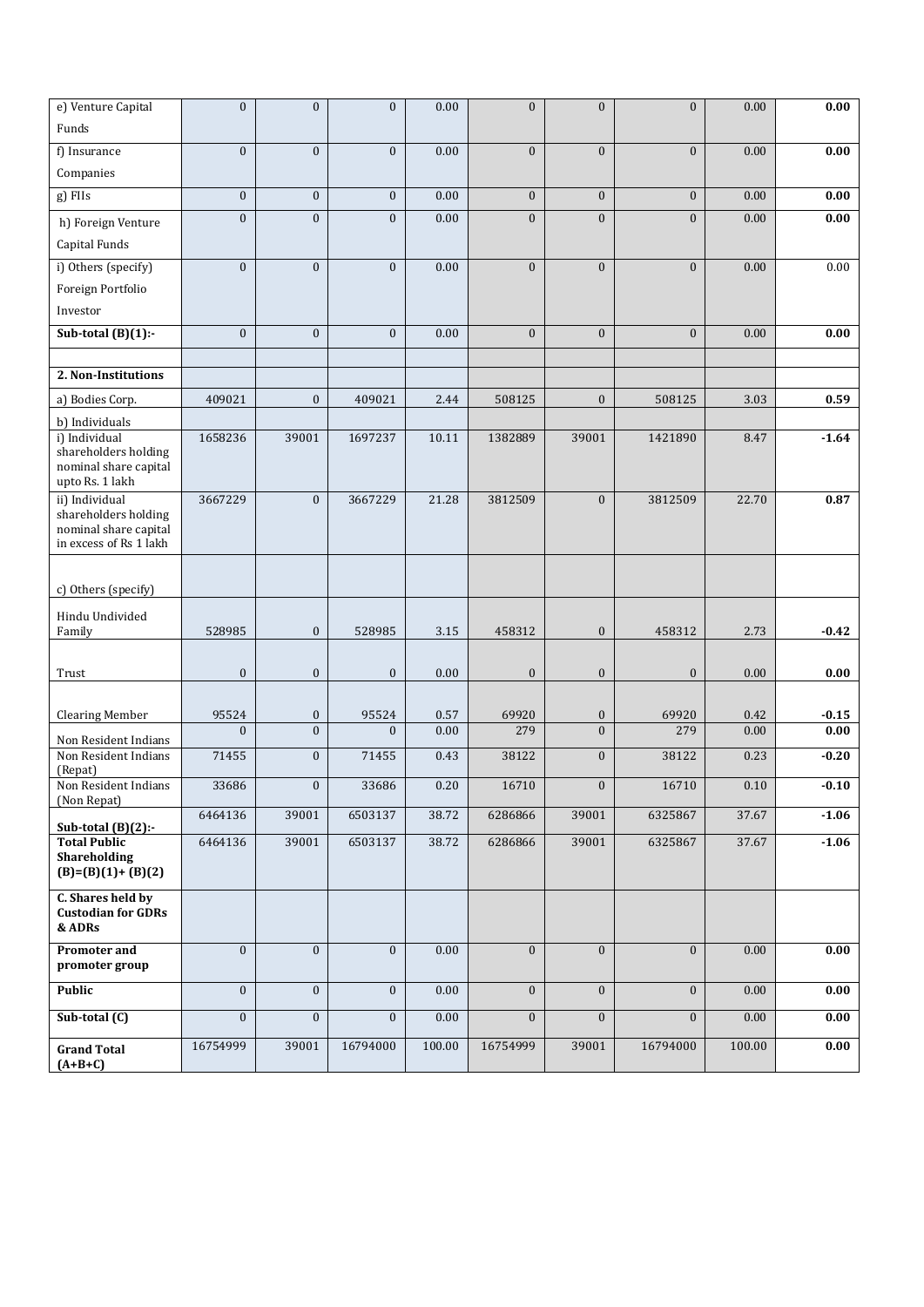| e) Venture Capital Funds | 0 | 0 | 0 | 0.00 | 0 | 0 | 0 | 0.00 | **0.00** |
|---|---|---|---|---|---|---|---|---|---|
| f) Insurance Companies | 0 | 0 | 0 | 0.00 | 0 | 0 | 0 | 0.00 | **0.00** |
| g) FIIs | 0 | 0 | 0 | 0.00 | 0 | 0 | 0 | 0.00 | **0.00** |
| h) Foreign Venture Capital Funds | 0 | 0 | 0 | 0.00 | 0 | 0 | 0 | 0.00 | **0.00** |
| i) Others (specify) Foreign Portfolio Investor | 0 | 0 | 0 | 0.00 | 0 | 0 | 0 | 0.00 | 0.00 |
| **Sub-total (B)(1):-** | 0 | 0 | 0 | 0.00 | 0 | 0 | 0 | 0.00 | **0.00** |
| | | | | | | | | | |
| **2. Non-Institutions** | | | | | | | | | |
| a) Bodies Corp. | 409021 | 0 | 409021 | 2.44 | 508125 | 0 | 508125 | 3.03 | **0.59** |
| b) Individuals | | | | | | | | | |
| i) Individual shareholders holding nominal share capital upto Rs. 1 lakh | 1658236 | 39001 | 1697237 | 10.11 | 1382889 | 39001 | 1421890 | 8.47 | **-1.64** |
| ii) Individual shareholders holding nominal share capital in excess of Rs 1 lakh | 3667229 | 0 | 3667229 | 21.28 | 3812509 | 0 | 3812509 | 22.70 | **0.87** |
| c) Others (specify) | | | | | | | | | |
| Hindu Undivided Family | 528985 | 0 | 528985 | 3.15 | 458312 | 0 | 458312 | 2.73 | **-0.42** |
| Trust | 0 | 0 | 0 | 0.00 | 0 | 0 | 0 | 0.00 | **0.00** |
| Clearing Member | 95524 | 0 | 95524 | 0.57 | 69920 | 0 | 69920 | 0.42 | **-0.15** |
| Non Resident Indians | 0 | 0 | 0 | 0.00 | 279 | 0 | 279 | 0.00 | **0.00** |
| Non Resident Indians (Repat) | 71455 | 0 | 71455 | 0.43 | 38122 | 0 | 38122 | 0.23 | **-0.20** |
| Non Resident Indians (Non Repat) | 33686 | 0 | 33686 | 0.20 | 16710 | 0 | 16710 | 0.10 | **-0.10** |
| **Sub-total (B)(2):-** | 6464136 | 39001 | 6503137 | 38.72 | 6286866 | 39001 | 6325867 | 37.67 | **-1.06** |
| **Total Public Shareholding (B)=(B)(1)+ (B)(2)** | 6464136 | 39001 | 6503137 | 38.72 | 6286866 | 39001 | 6325867 | 37.67 | **-1.06** |
| **C. Shares held by Custodian for GDRs & ADRs** | | | | | | | | | |
| **Promoter and promoter group** | 0 | 0 | 0 | 0.00 | 0 | 0 | 0 | 0.00 | **0.00** |
| **Public** | 0 | 0 | 0 | 0.00 | 0 | 0 | 0 | 0.00 | **0.00** |
| **Sub-total (C)** | 0 | 0 | 0 | 0.00 | 0 | 0 | 0 | 0.00 | **0.00** |
| **Grand Total (A+B+C)** | 16754999 | 39001 | 16794000 | 100.00 | 16754999 | 39001 | 16794000 | 100.00 | **0.00** |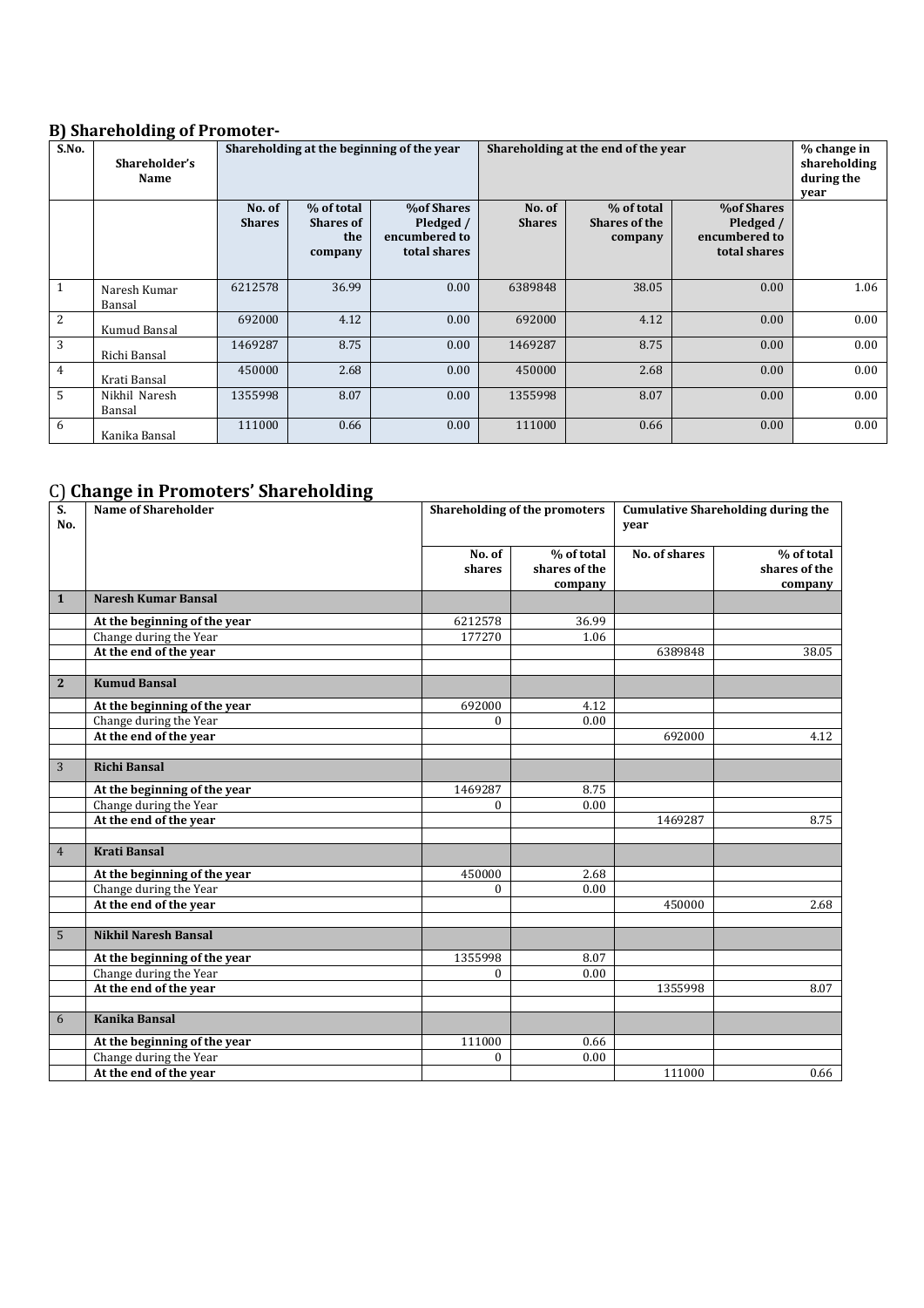## B) Shareholding of Promoter-

| S.No. | Shareholder's Name | Shareholding at the beginning of the year | | | Shareholding at the end of the year | | | % change in shareholding during the year |
|---|---|---|---|---|---|---|---|---|
| | | No. of Shares | % of total Shares of the company | %of Shares Pledged / encumbered to total shares | No. of Shares | % of total Shares of the company | %of Shares Pledged / encumbered to total shares | |
| 1 | Naresh Kumar Bansal | 6212578 | 36.99 | 0.00 | 6389848 | 38.05 | 0.00 | 1.06 |
| 2 | Kumud Bansal | 692000 | 4.12 | 0.00 | 692000 | 4.12 | 0.00 | 0.00 |
| 3 | Richi Bansal | 1469287 | 8.75 | 0.00 | 1469287 | 8.75 | 0.00 | 0.00 |
| 4 | Krati Bansal | 450000 | 2.68 | 0.00 | 450000 | 2.68 | 0.00 | 0.00 |
| 5 | Nikhil Naresh Bansal | 1355998 | 8.07 | 0.00 | 1355998 | 8.07 | 0.00 | 0.00 |
| 6 | Kanika Bansal | 111000 | 0.66 | 0.00 | 111000 | 0.66 | 0.00 | 0.00 |

## C) Change in Promoters' Shareholding

| S. No. | Name of Shareholder | Shareholding of the promoters | | Cumulative Shareholding during the year | |
|---|---|---|---|---|---|
| | | No. of shares | % of total shares of the company | No. of shares | % of total shares of the company |
| **1** | **Naresh Kumar Bansal** | | | | |
| | **At the beginning of the year** | 6212578 | 36.99 | | |
| | Change during the Year | 177270 | 1.06 | | |
| | **At the end of the year** | | | 6389848 | 38.05 |
| **2** | **Kumud Bansal** | | | | |
| | **At the beginning of the year** | 692000 | 4.12 | | |
| | Change during the Year | 0 | 0.00 | | |
| | **At the end of the year** | | | 692000 | 4.12 |
| 3 | **Richi Bansal** | | | | |
| | **At the beginning of the year** | 1469287 | 8.75 | | |
| | Change during the Year | 0 | 0.00 | | |
| | **At the end of the year** | | | 1469287 | 8.75 |
| 4 | **Krati Bansal** | | | | |
| | **At the beginning of the year** | 450000 | 2.68 | | |
| | Change during the Year | 0 | 0.00 | | |
| | **At the end of the year** | | | 450000 | 2.68 |
| 5 | **Nikhil Naresh Bansal** | | | | |
| | **At the beginning of the year** | 1355998 | 8.07 | | |
| | Change during the Year | 0 | 0.00 | | |
| | **At the end of the year** | | | 1355998 | 8.07 |
| 6 | **Kanika Bansal** | | | | |
| | **At the beginning of the year** | 111000 | 0.66 | | |
| | Change during the Year | 0 | 0.00 | | |
| | **At the end of the year** | | | 111000 | 0.66 |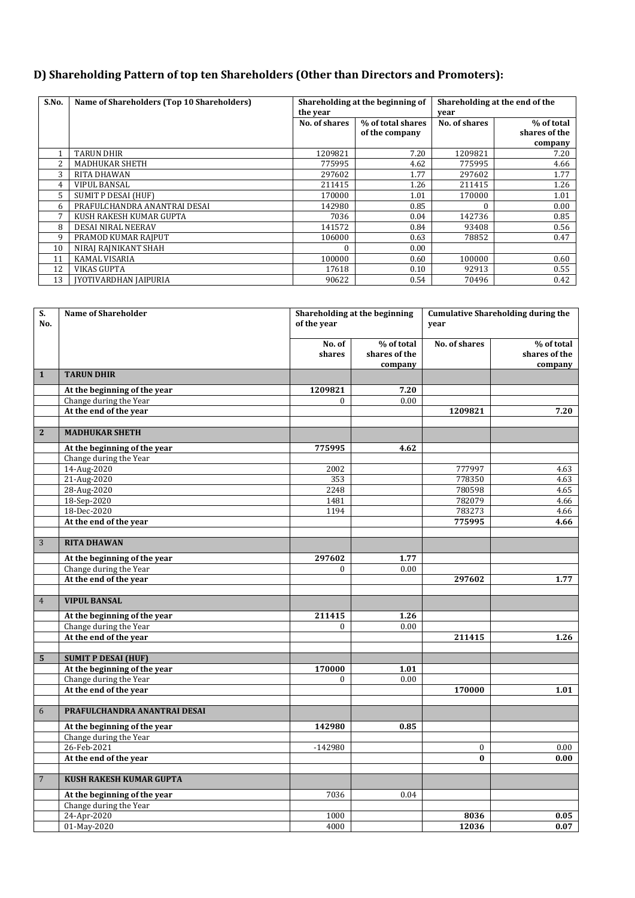## D) Shareholding Pattern of top ten Shareholders (Other than Directors and Promoters):

| S.No. | Name of Shareholders (Top 10 Shareholders) | Shareholding at the beginning of the year | | Shareholding at the end of the year | |
|---|---|---|---|---|---|
| | | No. of shares | % of total shares of the company | No. of shares | % of total shares of the company |
| 1 | TARUN DHIR | 1209821 | 7.20 | 1209821 | 7.20 |
| 2 | MADHUKAR SHETH | 775995 | 4.62 | 775995 | 4.66 |
| 3 | RITA DHAWAN | 297602 | 1.77 | 297602 | 1.77 |
| 4 | VIPUL BANSAL | 211415 | 1.26 | 211415 | 1.26 |
| 5 | SUMIT P DESAI (HUF) | 170000 | 1.01 | 170000 | 1.01 |
| 6 | PRAFULCHANDRA ANANTRAI DESAI | 142980 | 0.85 | 0 | 0.00 |
| 7 | KUSH RAKESH KUMAR GUPTA | 7036 | 0.04 | 142736 | 0.85 |
| 8 | DESAI NIRAL NEERAV | 141572 | 0.84 | 93408 | 0.56 |
| 9 | PRAMOD KUMAR RAJPUT | 106000 | 0.63 | 78852 | 0.47 |
| 10 | NIRAJ RAJNIKANT SHAH | 0 | 0.00 | | |
| 11 | KAMAL VISARIA | 100000 | 0.60 | 100000 | 0.60 |
| 12 | VIKAS GUPTA | 17618 | 0.10 | 92913 | 0.55 |
| 13 | JYOTIVARDHAN JAIPURIA | 90622 | 0.54 | 70496 | 0.42 |

| S. No. | Name of Shareholder | Shareholding at the beginning of the year | | Cumulative Shareholding during the year | |
|---|---|---|---|---|---|
| | | No. of shares | % of total shares of the company | No. of shares | % of total shares of the company |
| **1** | **TARUN DHIR** | | | | |
| | **At the beginning of the year** | **1209821** | **7.20** | | |
| | Change during the Year | 0 | 0.00 | | |
| | **At the end of the year** | | | **1209821** | **7.20** |
| | | | | | |
| **2** | **MADHUKAR SHETH** | | | | |
| | **At the beginning of the year** | **775995** | **4.62** | | |
| | Change during the Year | | | | |
| | 14-Aug-2020 | 2002 | | 777997 | 4.63 |
| | 21-Aug-2020 | 353 | | 778350 | 4.63 |
| | 28-Aug-2020 | 2248 | | 780598 | 4.65 |
| | 18-Sep-2020 | 1481 | | 782079 | 4.66 |
| | 18-Dec-2020 | 1194 | | 783273 | 4.66 |
| | **At the end of the year** | | | **775995** | **4.66** |
| | | | | | |
| 3 | **RITA DHAWAN** | | | | |
| | **At the beginning of the year** | **297602** | **1.77** | | |
| | Change during the Year | 0 | 0.00 | | |
| | **At the end of the year** | | | **297602** | **1.77** |
| | | | | | |
| 4 | **VIPUL BANSAL** | | | | |
| | **At the beginning of the year** | **211415** | **1.26** | | |
| | Change during the Year | 0 | 0.00 | | |
| | **At the end of the year** | | | **211415** | **1.26** |
| | | | | | |
| **5** | **SUMIT P DESAI (HUF)** | | | | |
| | **At the beginning of the year** | **170000** | **1.01** | | |
| | Change during the Year | 0 | 0.00 | | |
| | **At the end of the year** | | | **170000** | **1.01** |
| | | | | | |
| 6 | **PRAFULCHANDRA ANANTRAI DESAI** | | | | |
| | **At the beginning of the year** | **142980** | **0.85** | | |
| | Change during the Year | | | | |
| | 26-Feb-2021 | -142980 | | 0 | 0.00 |
| | **At the end of the year** | | | **0** | **0.00** |
| | | | | | |
| 7 | **KUSH RAKESH KUMAR GUPTA** | | | | |
| | **At the beginning of the year** | 7036 | 0.04 | | |
| | Change during the Year | | | | |
| | 24-Apr-2020 | 1000 | | **8036** | **0.05** |
| | 01-May-2020 | 4000 | | **12036** | **0.07** |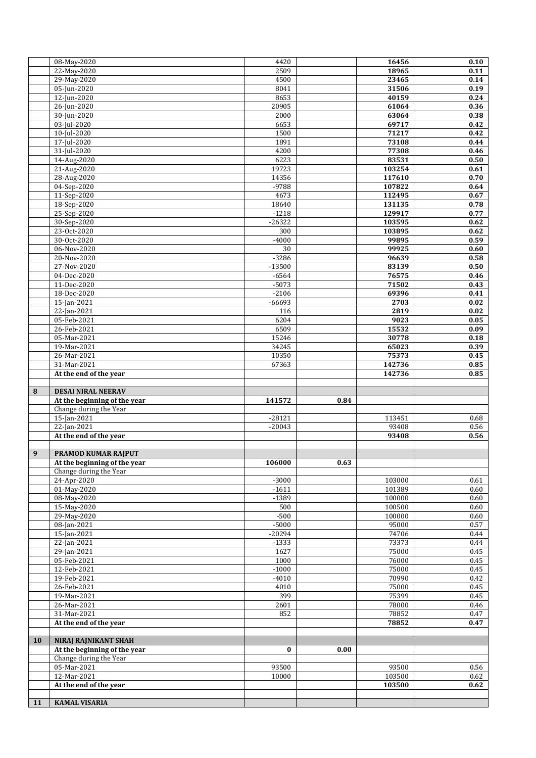| | | | | | |
|---|---|---|---|---|---|
| | 08-May-2020 | 4420 | | **16456** | **0.10** |
| | 22-May-2020 | 2509 | | **18965** | **0.11** |
| | 29-May-2020 | 4500 | | **23465** | **0.14** |
| | 05-Jun-2020 | 8041 | | **31506** | **0.19** |
| | 12-Jun-2020 | 8653 | | **40159** | **0.24** |
| | 26-Jun-2020 | 20905 | | **61064** | **0.36** |
| | 30-Jun-2020 | 2000 | | **63064** | **0.38** |
| | 03-Jul-2020 | 6653 | | **69717** | **0.42** |
| | 10-Jul-2020 | 1500 | | **71217** | **0.42** |
| | 17-Jul-2020 | 1891 | | **73108** | **0.44** |
| | 31-Jul-2020 | 4200 | | **77308** | **0.46** |
| | 14-Aug-2020 | 6223 | | **83531** | **0.50** |
| | 21-Aug-2020 | 19723 | | **103254** | **0.61** |
| | 28-Aug-2020 | 14356 | | **117610** | **0.70** |
| | 04-Sep-2020 | -9788 | | **107822** | **0.64** |
| | 11-Sep-2020 | 4673 | | **112495** | **0.67** |
| | 18-Sep-2020 | 18640 | | **131135** | **0.78** |
| | 25-Sep-2020 | -1218 | | **129917** | **0.77** |
| | 30-Sep-2020 | -26322 | | **103595** | **0.62** |
| | 23-Oct-2020 | 300 | | **103895** | **0.62** |
| | 30-Oct-2020 | -4000 | | **99895** | **0.59** |
| | 06-Nov-2020 | 30 | | **99925** | **0.60** |
| | 20-Nov-2020 | -3286 | | **96639** | **0.58** |
| | 27-Nov-2020 | -13500 | | **83139** | **0.50** |
| | 04-Dec-2020 | -6564 | | **76575** | **0.46** |
| | 11-Dec-2020 | -5073 | | **71502** | **0.43** |
| | 18-Dec-2020 | -2106 | | **69396** | **0.41** |
| | 15-Jan-2021 | -66693 | | **2703** | **0.02** |
| | 22-Jan-2021 | 116 | | **2819** | **0.02** |
| | 05-Feb-2021 | 6204 | | **9023** | **0.05** |
| | 26-Feb-2021 | 6509 | | **15532** | **0.09** |
| | 05-Mar-2021 | 15246 | | **30778** | **0.18** |
| | 19-Mar-2021 | 34245 | | **65023** | **0.39** |
| | 26-Mar-2021 | 10350 | | **75373** | **0.45** |
| | 31-Mar-2021 | 67363 | | **142736** | **0.85** |
| | **At the end of the year** | | | **142736** | **0.85** |
| | | | | | |
| **8** | **DESAI NIRAL NEERAV** | | | | |
| | **At the beginning of the year** | **141572** | **0.84** | | |
| | Change during the Year | | | | |
| | 15-Jan-2021 | -28121 | | 113451 | 0.68 |
| | 22-Jan-2021 | -20043 | | 93408 | 0.56 |
| | **At the end of the year** | | | **93408** | **0.56** |
| | | | | | |
| **9** | **PRAMOD KUMAR RAJPUT** | | | | |
| | **At the beginning of the year** | **106000** | **0.63** | | |
| | Change during the Year | | | | |
| | 24-Apr-2020 | -3000 | | 103000 | 0.61 |
| | 01-May-2020 | -1611 | | 101389 | 0.60 |
| | 08-May-2020 | -1389 | | 100000 | 0.60 |
| | 15-May-2020 | 500 | | 100500 | 0.60 |
| | 29-May-2020 | -500 | | 100000 | 0.60 |
| | 08-Jan-2021 | -5000 | | 95000 | 0.57 |
| | 15-Jan-2021 | -20294 | | 74706 | 0.44 |
| | 22-Jan-2021 | -1333 | | 73373 | 0.44 |
| | 29-Jan-2021 | 1627 | | 75000 | 0.45 |
| | 05-Feb-2021 | 1000 | | 76000 | 0.45 |
| | 12-Feb-2021 | -1000 | | 75000 | 0.45 |
| | 19-Feb-2021 | -4010 | | 70990 | 0.42 |
| | 26-Feb-2021 | 4010 | | 75000 | 0.45 |
| | 19-Mar-2021 | 399 | | 75399 | 0.45 |
| | 26-Mar-2021 | 2601 | | 78000 | 0.46 |
| | 31-Mar-2021 | 852 | | 78852 | 0.47 |
| | **At the end of the year** | | | **78852** | **0.47** |
| | | | | | |
| **10** | **NIRAJ RAJNIKANT SHAH** | | | | |
| | **At the beginning of the year** | **0** | **0.00** | | |
| | Change during the Year | | | | |
| | 05-Mar-2021 | 93500 | | 93500 | 0.56 |
| | 12-Mar-2021 | 10000 | | 103500 | 0.62 |
| | **At the end of the year** | | | **103500** | **0.62** |
| | | | | | |
| **11** | **KAMAL VISARIA** | | | | |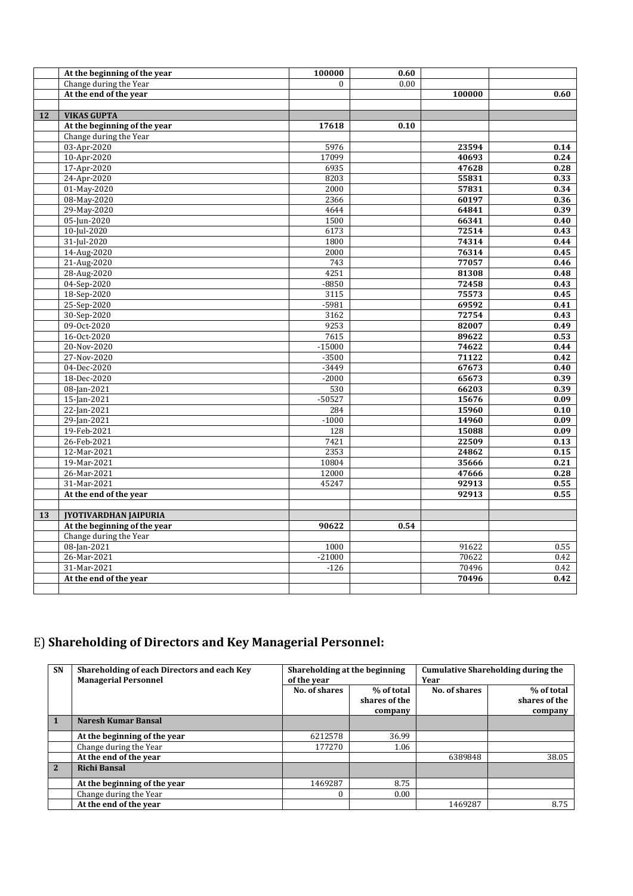| | | | | | |
|---|---|---|---|---|---|
| | **At the beginning of the year** | **100000** | **0.60** | | |
| | Change during the Year | 0 | 0.00 | | |
| | **At the end of the year** | | | **100000** | **0.60** |
| | | | | | |
| **12** | **VIKAS GUPTA** | | | | |
| | **At the beginning of the year** | **17618** | **0.10** | | |
| | Change during the Year | | | | |
| | 03-Apr-2020 | 5976 | | **23594** | **0.14** |
| | 10-Apr-2020 | 17099 | | **40693** | **0.24** |
| | 17-Apr-2020 | 6935 | | **47628** | **0.28** |
| | 24-Apr-2020 | 8203 | | **55831** | **0.33** |
| | 01-May-2020 | 2000 | | **57831** | **0.34** |
| | 08-May-2020 | 2366 | | **60197** | **0.36** |
| | 29-May-2020 | 4644 | | **64841** | **0.39** |
| | 05-Jun-2020 | 1500 | | **66341** | **0.40** |
| | 10-Jul-2020 | 6173 | | **72514** | **0.43** |
| | 31-Jul-2020 | 1800 | | **74314** | **0.44** |
| | 14-Aug-2020 | 2000 | | **76314** | **0.45** |
| | 21-Aug-2020 | 743 | | **77057** | **0.46** |
| | 28-Aug-2020 | 4251 | | **81308** | **0.48** |
| | 04-Sep-2020 | -8850 | | **72458** | **0.43** |
| | 18-Sep-2020 | 3115 | | **75573** | **0.45** |
| | 25-Sep-2020 | -5981 | | **69592** | **0.41** |
| | 30-Sep-2020 | 3162 | | **72754** | **0.43** |
| | 09-Oct-2020 | 9253 | | **82007** | **0.49** |
| | 16-Oct-2020 | 7615 | | **89622** | **0.53** |
| | 20-Nov-2020 | -15000 | | **74622** | **0.44** |
| | 27-Nov-2020 | -3500 | | **71122** | **0.42** |
| | 04-Dec-2020 | -3449 | | **67673** | **0.40** |
| | 18-Dec-2020 | -2000 | | **65673** | **0.39** |
| | 08-Jan-2021 | 530 | | **66203** | **0.39** |
| | 15-Jan-2021 | -50527 | | **15676** | **0.09** |
| | 22-Jan-2021 | 284 | | **15960** | **0.10** |
| | 29-Jan-2021 | -1000 | | **14960** | **0.09** |
| | 19-Feb-2021 | 128 | | **15088** | **0.09** |
| | 26-Feb-2021 | 7421 | | **22509** | **0.13** |
| | 12-Mar-2021 | 2353 | | **24862** | **0.15** |
| | 19-Mar-2021 | 10804 | | **35666** | **0.21** |
| | 26-Mar-2021 | 12000 | | **47666** | **0.28** |
| | 31-Mar-2021 | 45247 | | **92913** | **0.55** |
| | **At the end of the year** | | | **92913** | **0.55** |
| | | | | | |
| **13** | **JYOTIVARDHAN JAIPURIA** | | | | |
| | **At the beginning of the year** | **90622** | **0.54** | | |
| | Change during the Year | | | | |
| | 08-Jan-2021 | 1000 | | 91622 | 0.55 |
| | 26-Mar-2021 | -21000 | | 70622 | 0.42 |
| | 31-Mar-2021 | -126 | | 70496 | 0.42 |
| | **At the end of the year** | | | **70496** | **0.42** |
| | | | | | |

## E) Shareholding of Directors and Key Managerial Personnel:

| SN | Shareholding of each Directors and each Key Managerial Personnel | Shareholding at the beginning of the year | | Cumulative Shareholding during the Year | |
|---|---|---|---|---|---|
| | | No. of shares | % of total shares of the company | No. of shares | % of total shares of the company |
| **1** | **Naresh Kumar Bansal** | | | | |
| | **At the beginning of the year** | 6212578 | 36.99 | | |
| | Change during the Year | 177270 | 1.06 | | |
| | **At the end of the year** | | | 6389848 | 38.05 |
| **2** | **Richi Bansal** | | | | |
| | **At the beginning of the year** | 1469287 | 8.75 | | |
| | Change during the Year | 0 | 0.00 | | |
| | **At the end of the year** | | | 1469287 | 8.75 |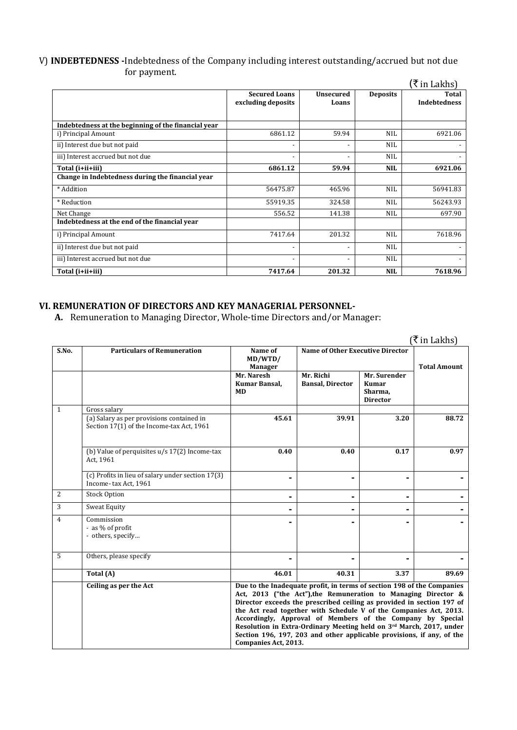V) **INDEBTEDNESS -**Indebtedness of the Company including interest outstanding/accrued but not due for payment.

(₹ in Lakhs)

| | Secured Loans excluding deposits | Unsecured Loans | Deposits | Total Indebtedness |
|---|---|---|---|---|
| **Indebtedness at the beginning of the financial year** | | | | |
| i) Principal Amount | 6861.12 | 59.94 | NIL | 6921.06 |
| ii) Interest due but not paid | - | - | NIL | - |
| iii) Interest accrued but not due | - | - | NIL | - |
| **Total (i+ii+iii)** | **6861.12** | **59.94** | **NIL** | **6921.06** |
| **Change in Indebtedness during the financial year** | | | | |
| * Addition | 56475.87 | 465.96 | NIL | 56941.83 |
| * Reduction | 55919.35 | 324.58 | NIL | 56243.93 |
| Net Change | 556.52 | 141.38 | NIL | 697.90 |
| **Indebtedness at the end of the financial year** | | | | |
| i) Principal Amount | 7417.64 | 201.32 | NIL | 7618.96 |
| ii) Interest due but not paid | - | - | NIL | - |
| iii) Interest accrued but not due | - | - | NIL | - |
| **Total (i+ii+iii)** | **7417.64** | **201.32** | **NIL** | **7618.96** |

## VI. REMUNERATION OF DIRECTORS AND KEY MANAGERIAL PERSONNEL-

**A.** Remuneration to Managing Director, Whole-time Directors and/or Manager:

(₹ in Lakhs)

| S.No. | Particulars of Remuneration | Name of MD/WTD/ Manager | Name of Other Executive Director | | Total Amount |
|---|---|---|---|---|---|
| | | Mr. Naresh Kumar Bansal, MD | Mr. Richi Bansal, Director | Mr. Surender Kumar Sharma, Director | |
| 1 | Gross salary | | | | |
| | (a) Salary as per provisions contained in Section 17(1) of the Income-tax Act, 1961 | **45.61** | **39.91** | **3.20** | **88.72** |
| | (b) Value of perquisites u/s 17(2) Income-tax Act, 1961 | **0.40** | **0.40** | **0.17** | **0.97** |
| | (c) Profits in lieu of salary under section 17(3) Income- tax Act, 1961 | - | - | - | - |
| 2 | Stock Option | - | - | - | - |
| 3 | Sweat Equity | - | - | - | - |
| 4 | Commission<br>- as % of profit<br>- others, specify... | - | - | - | - |
| 5 | Others, please specify | - | - | - | - |
| | **Total (A)** | **46.01** | **40.31** | **3.37** | **89.69** |
| | **Ceiling as per the Act** | **Due to the Inadequate profit, in terms of section 198 of the Companies Act, 2013 ("the Act"),the Remuneration to Managing Director & Director exceeds the prescribed ceiling as provided in section 197 of the Act read together with Schedule V of the Companies Act, 2013. Accordingly, Approval of Members of the Company by Special Resolution in Extra-Ordinary Meeting held on 3rd March, 2017, under Section 196, 197, 203 and other applicable provisions, if any, of the Companies Act, 2013.** | | | |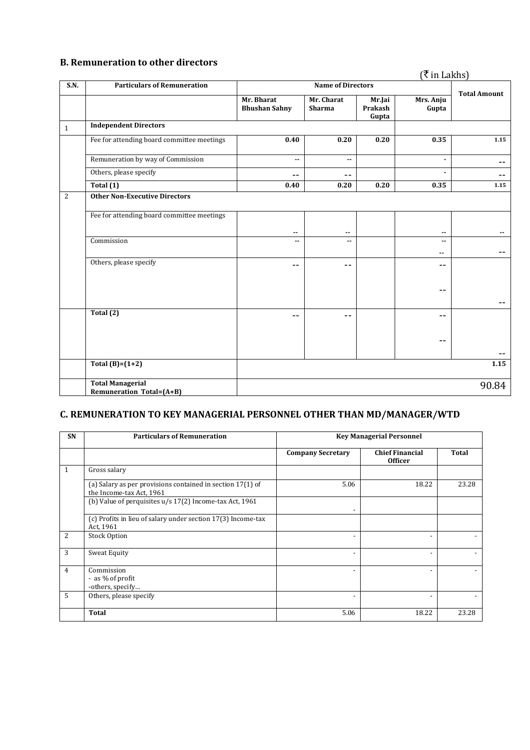## B. Remuneration to other directors

(₹ in Lakhs)

| S.N. | Particulars of Remuneration | Name of Directors | | | | Total Amount |
|---|---|---|---|---|---|---|
| | | Mr. Bharat Bhushan Sahny | Mr. Charat Sharma | Mr.Jai Prakash Gupta | Mrs. Anju Gupta | |
| 1 | **Independent Directors** | | | | | |
| | Fee for attending board committee meetings | **0.40** | **0.20** | **0.20** | **0.35** | **1.15** |
| | Remuneration by way of Commission | -- | -- | | - | -- |
| | Others, please specify | -- | -- | | - | -- |
| | **Total (1)** | **0.40** | **0.20** | **0.20** | **0.35** | **1.15** |
| 2 | **Other Non-Executive Directors** | | | | | |
| | Fee for attending board committee meetings | -- | -- | | -- | -- |
| | Commission | -- | -- | | -- -- | -- |
| | Others, please specify | -- | -- | | -- -- | -- |
| | **Total (2)** | -- | -- | | -- -- | -- |
| | **Total (B)=(1+2)** | | | | | **1.15** |
| | **Total Managerial Remuneration Total=(A+B)** | | | | | 90.84 |

## C. REMUNERATION TO KEY MANAGERIAL PERSONNEL OTHER THAN MD/MANAGER/WTD

| SN | Particulars of Remuneration | Key Managerial Personnel | | |
|---|---|---|---|---|
| | | Company Secretary | Chief Financial Officer | Total |
| 1 | Gross salary | | | |
| | (a) Salary as per provisions contained in section 17(1) of the Income-tax Act, 1961 | 5.06 | 18.22 | 23.28 |
| | (b) Value of perquisites u/s 17(2) Income-tax Act, 1961 | - | | |
| | (c) Profits in lieu of salary under section 17(3) Income-tax Act, 1961 | | | |
| 2 | Stock Option | - | - | - |
| 3 | Sweat Equity | - | - | - |
| 4 | Commission<br>- as % of profit<br>-others, specify… | - | - | - |
| 5 | Others, please specify | - | - | - |
| | **Total** | 5.06 | 18.22 | 23.28 |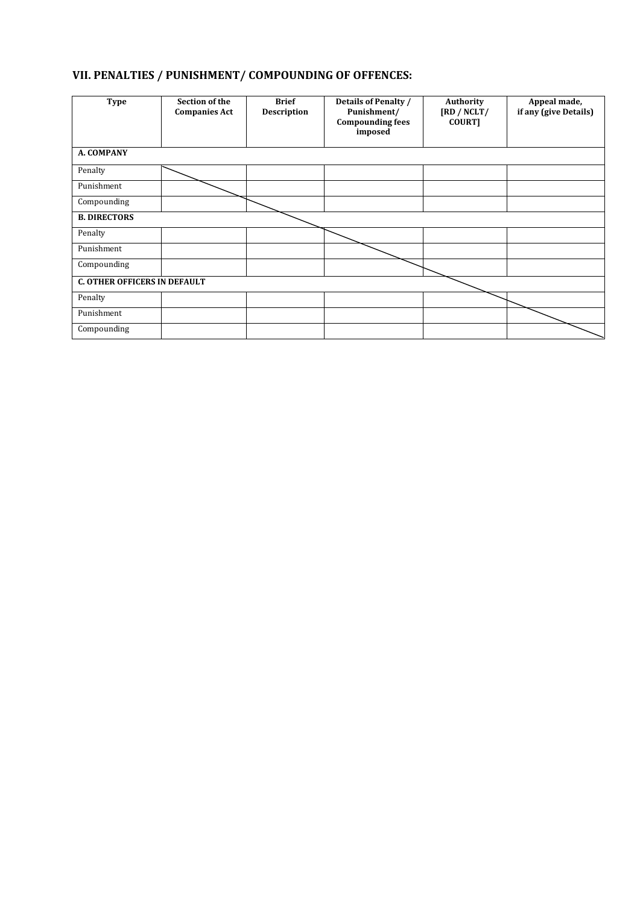## VII. PENALTIES / PUNISHMENT/ COMPOUNDING OF OFFENCES:

| Type | Section of the Companies Act | Brief Description | Details of Penalty / Punishment/ Compounding fees imposed | Authority [RD / NCLT/ COURT] | Appeal made, if any (give Details) |
|---|---|---|---|---|---|
| **A. COMPANY** | | | | | |
| Penalty | | | | | |
| Punishment | | | | | |
| Compounding | | | | | |
| **B. DIRECTORS** | | | | | |
| Penalty | | | | | |
| Punishment | | | | | |
| Compounding | | | | | |
| **C. OTHER OFFICERS IN DEFAULT** | | | | | |
| Penalty | | | | | |
| Punishment | | | | | |
| Compounding | | | | | |